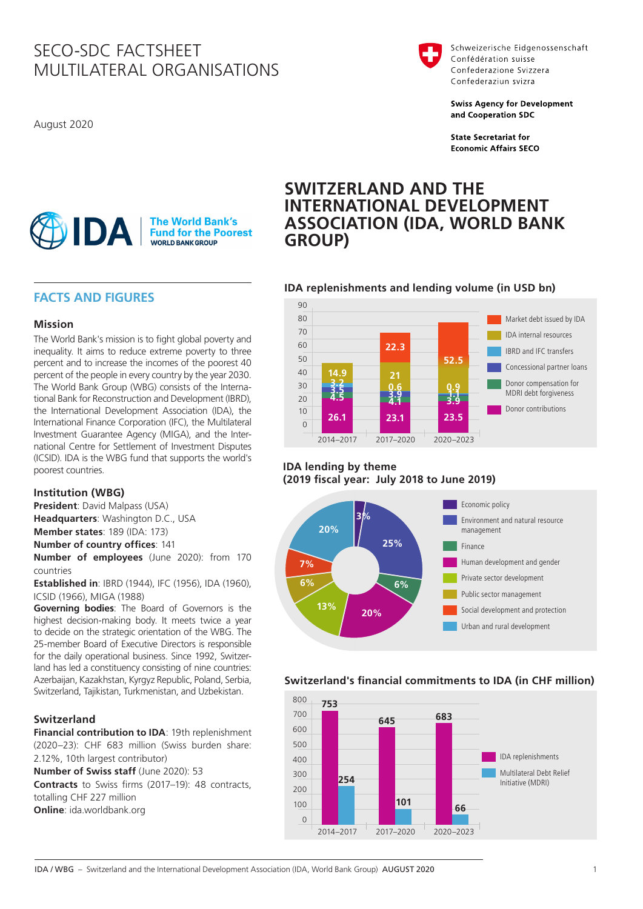SECO-SDC FACTSHEET
MULTILATERAL ORGANISATIONS

August 2020

Schweizerische Eidgenossenschaft
Confédération suisse
Confederazione Svizzera
Confederaziun svizra

**Swiss Agency for Development and Cooperation SDC**

**State Secretariat for Economic Affairs SECO**

# SWITZERLAND AND THE INTERNATIONAL DEVELOPMENT ASSOCIATION (IDA, WORLD BANK GROUP)

## FACTS AND FIGURES

### Mission

The World Bank's mission is to fight global poverty and inequality. It aims to reduce extreme poverty to three percent and to increase the incomes of the poorest 40 percent of the people in every country by the year 2030. The World Bank Group (WBG) consists of the International Bank for Reconstruction and Development (IBRD), the International Development Association (IDA), the International Finance Corporation (IFC), the Multilateral Investment Guarantee Agency (MIGA), and the International Centre for Settlement of Investment Disputes (ICSID). IDA is the WBG fund that supports the world's poorest countries.

### Institution (WBG)

**President**: David Malpass (USA)
**Headquarters**: Washington D.C., USA
**Member states**: 189 (IDA: 173)
**Number of country offices**: 141
**Number of employees** (June 2020): from 170 countries
**Established in**: IBRD (1944), IFC (1956), IDA (1960), ICSID (1966), MIGA (1988)
**Governing bodies**: The Board of Governors is the highest decision-making body. It meets twice a year to decide on the strategic orientation of the WBG. The 25-member Board of Executive Directors is responsible for the daily operational business. Since 1992, Switzerland has led a constituency consisting of nine countries: Azerbaijan, Kazakhstan, Kyrgyz Republic, Poland, Serbia, Switzerland, Tajikistan, Turkmenistan, and Uzbekistan.

### Switzerland

**Financial contribution to IDA**: 19th replenishment (2020–23): CHF 683 million (Swiss burden share: 2.12%, 10th largest contributor)
**Number of Swiss staff** (June 2020): 53
**Contracts** to Swiss firms (2017–19): 48 contracts, totalling CHF 227 million
**Online**: ida.worldbank.org

### IDA replenishments and lending volume (in USD bn)

| | 2014–2017 | 2017–2020 | 2020–2023 |
|---|---|---|---|
| Market debt issued by IDA | – | 22.3 | 52.5 |
| IDA internal resources | 14.9 | 21 | 0.9 |
| IBRD and IFC transfers | 3.2 | 0.6 | 1.1 |
| Concessional partner loans | 3.5 | 3.9 | – |
| Donor compensation for MDRI debt forgiveness | 4.5 | 4.1 | 3.9 |
| Donor contributions | 26.1 | 23.1 | 23.5 |

### IDA lending by theme (2019 fiscal year: July 2018 to June 2019)

| Theme | Share |
|---|---|
| Economic policy | 3% |
| Environment and natural resource management | 25% |
| Finance | 6% |
| Human development and gender | 20% |
| Private sector development | 13% |
| Public sector management | 6% |
| Social development and protection | 7% |
| Urban and rural development | 20% |

### Switzerland's financial commitments to IDA (in CHF million)

| | 2014–2017 | 2017–2020 | 2020–2023 |
|---|---|---|---|
| IDA replenishments | 753 | 645 | 683 |
| Multilateral Debt Relief Initiative (MDRI) | 254 | 101 | 66 |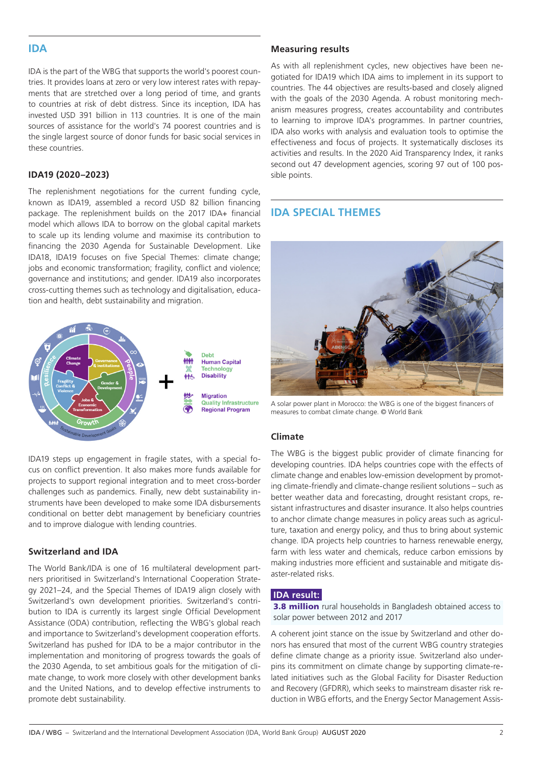## IDA

IDA is the part of the WBG that supports the world's poorest countries. It provides loans at zero or very low interest rates with repayments that are stretched over a long period of time, and grants to countries at risk of debt distress. Since its inception, IDA has invested USD 391 billion in 113 countries. It is one of the main sources of assistance for the world's 74 poorest countries and is the single largest source of donor funds for basic social services in these countries.

### IDA19 (2020–2023)

The replenishment negotiations for the current funding cycle, known as IDA19, assembled a record USD 82 billion financing package. The replenishment builds on the 2017 IDA+ financial model which allows IDA to borrow on the global capital markets to scale up its lending volume and maximise its contribution to financing the 2030 Agenda for Sustainable Development. Like IDA18, IDA19 focuses on five Special Themes: climate change; jobs and economic transformation; fragility, conflict and violence; governance and institutions; and gender. IDA19 also incorporates cross-cutting themes such as technology and digitalisation, education and health, debt sustainability and migration.

IDA19 steps up engagement in fragile states, with a special focus on conflict prevention. It also makes more funds available for projects to support regional integration and to meet cross-border challenges such as pandemics. Finally, new debt sustainability instruments have been developed to make some IDA disbursements conditional on better debt management by beneficiary countries and to improve dialogue with lending countries.

### Switzerland and IDA

The World Bank/IDA is one of 16 multilateral development partners prioritised in Switzerland's International Cooperation Strategy 2021–24, and the Special Themes of IDA19 align closely with Switzerland's own development priorities. Switzerland's contribution to IDA is currently its largest single Official Development Assistance (ODA) contribution, reflecting the WBG's global reach and importance to Switzerland's development cooperation efforts. Switzerland has pushed for IDA to be a major contributor in the implementation and monitoring of progress towards the goals of the 2030 Agenda, to set ambitious goals for the mitigation of climate change, to work more closely with other development banks and the United Nations, and to develop effective instruments to promote debt sustainability.

### Measuring results

As with all replenishment cycles, new objectives have been negotiated for IDA19 which IDA aims to implement in its support to countries. The 44 objectives are results-based and closely aligned with the goals of the 2030 Agenda. A robust monitoring mechanism measures progress, creates accountability and contributes to learning to improve IDA's programmes. In partner countries, IDA also works with analysis and evaluation tools to optimise the effectiveness and focus of projects. It systematically discloses its activities and results. In the 2020 Aid Transparency Index, it ranks second out 47 development agencies, scoring 97 out of 100 possible points.

## IDA SPECIAL THEMES

A solar power plant in Morocco: the WBG is one of the biggest financers of measures to combat climate change. © World Bank

### Climate

The WBG is the biggest public provider of climate financing for developing countries. IDA helps countries cope with the effects of climate change and enables low-emission development by promoting climate-friendly and climate-change resilient solutions – such as better weather data and forecasting, drought resistant crops, resistant infrastructures and disaster insurance. It also helps countries to anchor climate change measures in policy areas such as agriculture, taxation and energy policy, and thus to bring about systemic change. IDA projects help countries to harness renewable energy, farm with less water and chemicals, reduce carbon emissions by making industries more efficient and sustainable and mitigate disaster-related risks.

**IDA result:**
**3.8 million** rural households in Bangladesh obtained access to solar power between 2012 and 2017

A coherent joint stance on the issue by Switzerland and other donors has ensured that most of the current WBG country strategies define climate change as a priority issue. Switzerland also underpins its commitment on climate change by supporting climate-related initiatives such as the Global Facility for Disaster Reduction and Recovery (GFDRR), which seeks to mainstream disaster risk reduction in WBG efforts, and the Energy Sector Management Assis-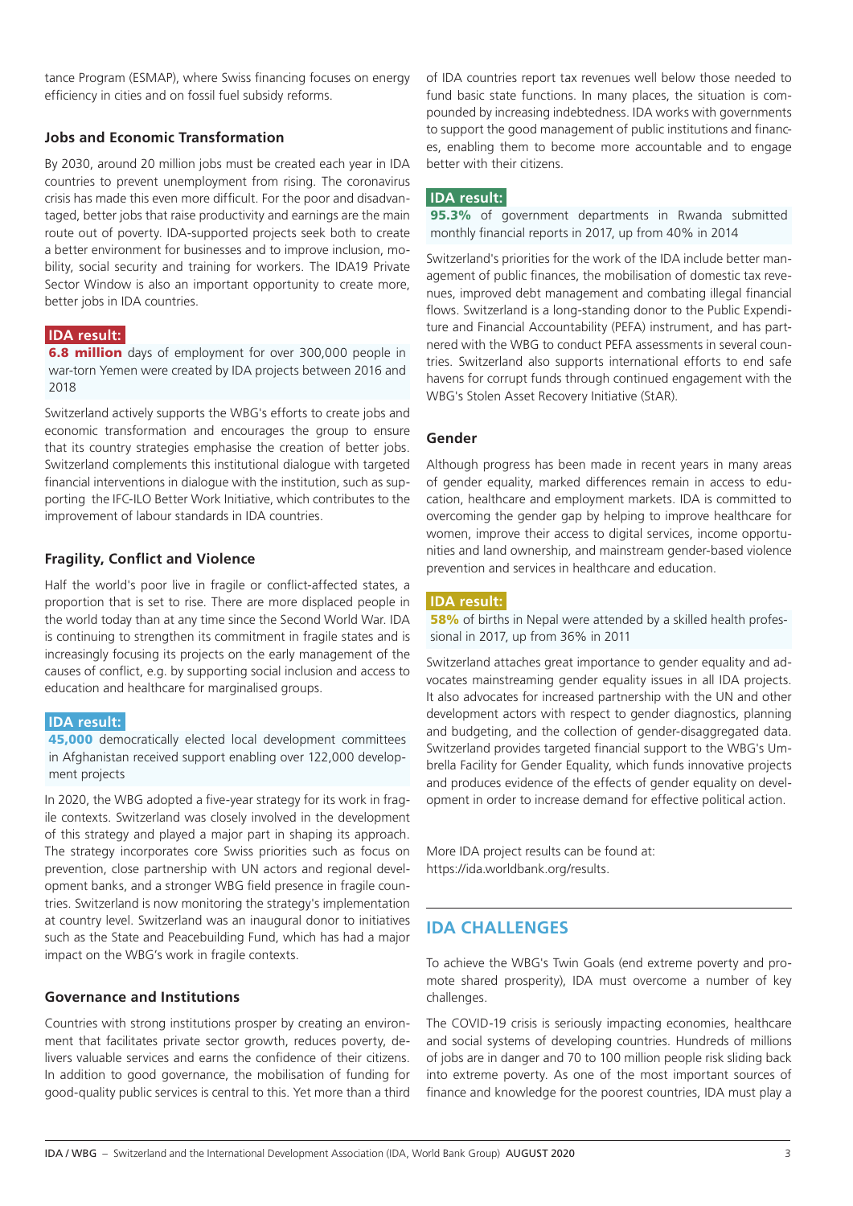tance Program (ESMAP), where Swiss financing focuses on energy efficiency in cities and on fossil fuel subsidy reforms.

### Jobs and Economic Transformation

By 2030, around 20 million jobs must be created each year in IDA countries to prevent unemployment from rising. The coronavirus crisis has made this even more difficult. For the poor and disadvantaged, better jobs that raise productivity and earnings are the main route out of poverty. IDA-supported projects seek both to create a better environment for businesses and to improve inclusion, mobility, social security and training for workers. The IDA19 Private Sector Window is also an important opportunity to create more, better jobs in IDA countries.

> **IDA result:**
> **6.8 million** days of employment for over 300,000 people in war-torn Yemen were created by IDA projects between 2016 and 2018

Switzerland actively supports the WBG's efforts to create jobs and economic transformation and encourages the group to ensure that its country strategies emphasise the creation of better jobs. Switzerland complements this institutional dialogue with targeted financial interventions in dialogue with the institution, such as supporting the IFC-ILO Better Work Initiative, which contributes to the improvement of labour standards in IDA countries.

### Fragility, Conflict and Violence

Half the world's poor live in fragile or conflict-affected states, a proportion that is set to rise. There are more displaced people in the world today than at any time since the Second World War. IDA is continuing to strengthen its commitment in fragile states and is increasingly focusing its projects on the early management of the causes of conflict, e.g. by supporting social inclusion and access to education and healthcare for marginalised groups.

> **IDA result:**
> **45,000** democratically elected local development committees in Afghanistan received support enabling over 122,000 development projects

In 2020, the WBG adopted a five-year strategy for its work in fragile contexts. Switzerland was closely involved in the development of this strategy and played a major part in shaping its approach. The strategy incorporates core Swiss priorities such as focus on prevention, close partnership with UN actors and regional development banks, and a stronger WBG field presence in fragile countries. Switzerland is now monitoring the strategy's implementation at country level. Switzerland was an inaugural donor to initiatives such as the State and Peacebuilding Fund, which has had a major impact on the WBG's work in fragile contexts.

### Governance and Institutions

Countries with strong institutions prosper by creating an environment that facilitates private sector growth, reduces poverty, delivers valuable services and earns the confidence of their citizens. In addition to good governance, the mobilisation of funding for good-quality public services is central to this. Yet more than a third of IDA countries report tax revenues well below those needed to fund basic state functions. In many places, the situation is compounded by increasing indebtedness. IDA works with governments to support the good management of public institutions and finances, enabling them to become more accountable and to engage better with their citizens.

> **IDA result:**
> **95.3%** of government departments in Rwanda submitted monthly financial reports in 2017, up from 40% in 2014

Switzerland's priorities for the work of the IDA include better management of public finances, the mobilisation of domestic tax revenues, improved debt management and combating illegal financial flows. Switzerland is a long-standing donor to the Public Expenditure and Financial Accountability (PEFA) instrument, and has partnered with the WBG to conduct PEFA assessments in several countries. Switzerland also supports international efforts to end safe havens for corrupt funds through continued engagement with the WBG's Stolen Asset Recovery Initiative (StAR).

### Gender

Although progress has been made in recent years in many areas of gender equality, marked differences remain in access to education, healthcare and employment markets. IDA is committed to overcoming the gender gap by helping to improve healthcare for women, improve their access to digital services, income opportunities and land ownership, and mainstream gender-based violence prevention and services in healthcare and education.

> **IDA result:**
> **58%** of births in Nepal were attended by a skilled health professional in 2017, up from 36% in 2011

Switzerland attaches great importance to gender equality and advocates mainstreaming gender equality issues in all IDA projects. It also advocates for increased partnership with the UN and other development actors with respect to gender diagnostics, planning and budgeting, and the collection of gender-disaggregated data. Switzerland provides targeted financial support to the WBG's Umbrella Facility for Gender Equality, which funds innovative projects and produces evidence of the effects of gender equality on development in order to increase demand for effective political action.

More IDA project results can be found at: https://ida.worldbank.org/results.

## IDA CHALLENGES

To achieve the WBG's Twin Goals (end extreme poverty and promote shared prosperity), IDA must overcome a number of key challenges.

The COVID-19 crisis is seriously impacting economies, healthcare and social systems of developing countries. Hundreds of millions of jobs are in danger and 70 to 100 million people risk sliding back into extreme poverty. As one of the most important sources of finance and knowledge for the poorest countries, IDA must play a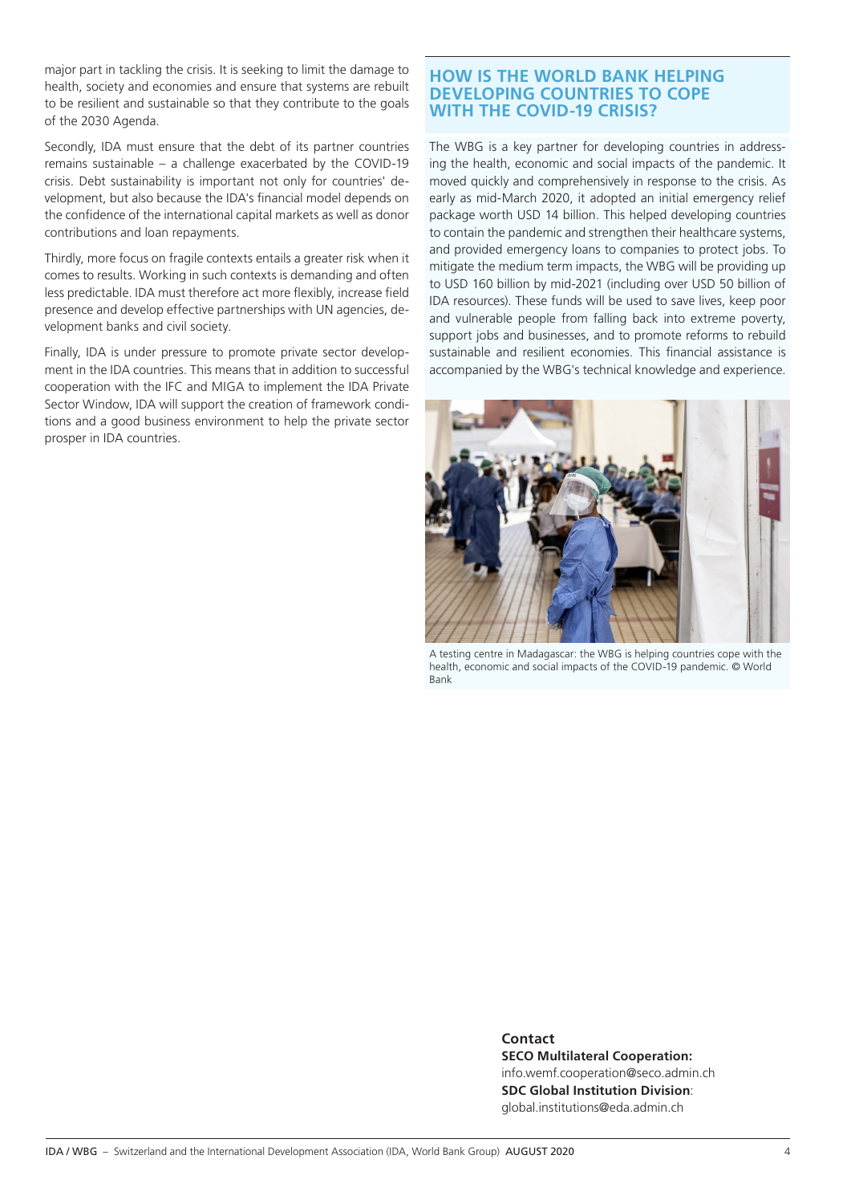major part in tackling the crisis. It is seeking to limit the damage to health, society and economies and ensure that systems are rebuilt to be resilient and sustainable so that they contribute to the goals of the 2030 Agenda.

Secondly, IDA must ensure that the debt of its partner countries remains sustainable – a challenge exacerbated by the COVID-19 crisis. Debt sustainability is important not only for countries' development, but also because the IDA's financial model depends on the confidence of the international capital markets as well as donor contributions and loan repayments.

Thirdly, more focus on fragile contexts entails a greater risk when it comes to results. Working in such contexts is demanding and often less predictable. IDA must therefore act more flexibly, increase field presence and develop effective partnerships with UN agencies, development banks and civil society.

Finally, IDA is under pressure to promote private sector development in the IDA countries. This means that in addition to successful cooperation with the IFC and MIGA to implement the IDA Private Sector Window, IDA will support the creation of framework conditions and a good business environment to help the private sector prosper in IDA countries.

## HOW IS THE WORLD BANK HELPING DEVELOPING COUNTRIES TO COPE WITH THE COVID-19 CRISIS?

The WBG is a key partner for developing countries in addressing the health, economic and social impacts of the pandemic. It moved quickly and comprehensively in response to the crisis. As early as mid-March 2020, it adopted an initial emergency relief package worth USD 14 billion. This helped developing countries to contain the pandemic and strengthen their healthcare systems, and provided emergency loans to companies to protect jobs. To mitigate the medium term impacts, the WBG will be providing up to USD 160 billion by mid-2021 (including over USD 50 billion of IDA resources). These funds will be used to save lives, keep poor and vulnerable people from falling back into extreme poverty, support jobs and businesses, and to promote reforms to rebuild sustainable and resilient economies. This financial assistance is accompanied by the WBG's technical knowledge and experience.

A testing centre in Madagascar: the WBG is helping countries cope with the health, economic and social impacts of the COVID-19 pandemic. © World Bank

**Contact**
**SECO Multilateral Cooperation:**
info.wemf.cooperation@seco.admin.ch
**SDC Global Institution Division**:
global.institutions@eda.admin.ch